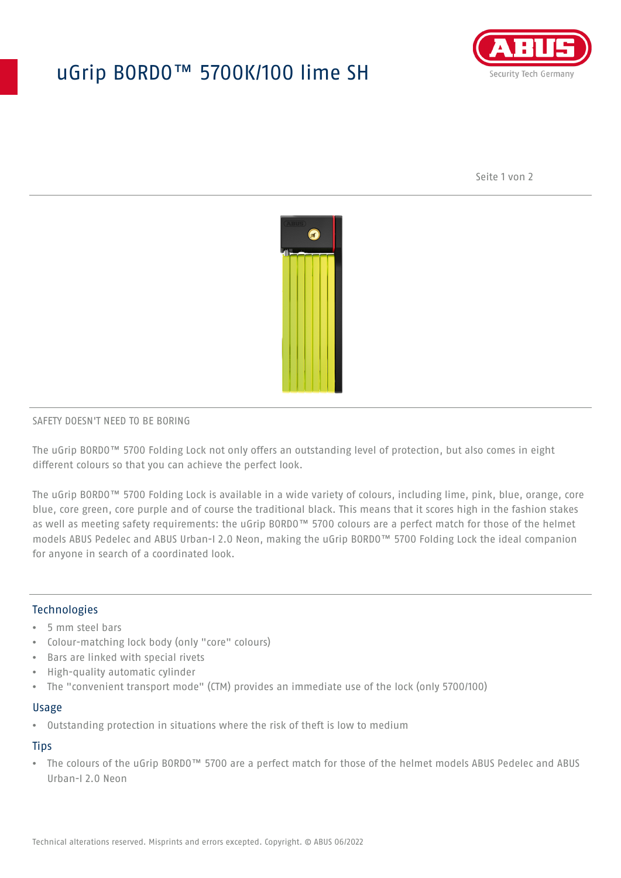# uGrip BORDO™ 5700K/100 lime SH

SAFETY DOESN'T NEED TO BE BORING

The uGrip BORDO™ 5700 Folding Lock not only offers an outstanding level of protection, but also comes in eight different colours so that you can achieve the perfect look.

The uGrip BORDO™ 5700 Folding Lock is available in a wide variety of colours, including lime, pink, blue, orange, core blue, core green, core purple and of course the traditional black. This means that it scores high in the fashion stakes as well as meeting safety requirements: the uGrip BORDO™ 5700 colours are a perfect match for those of the helmet models ABUS Pedelec and ABUS Urban-I 2.0 Neon, making the uGrip BORDO™ 5700 Folding Lock the ideal companion for anyone in search of a coordinated look.

## Technologies

- 5 mm steel bars
- Colour-matching lock body (only "core" colours)
- Bars are linked with special rivets
- High-quality automatic cylinder
- The "convenient transport mode" (CTM) provides an immediate use of the lock (only 5700/100)

## Usage

- Outstanding protection in situations where the risk of theft is low to medium

## Tips

- The colours of the uGrip BORDO™ 5700 are a perfect match for those of the helmet models ABUS Pedelec and ABUS Urban-I 2.0 Neon

Technical alterations reserved. Misprints and errors excepted. Copyright. © ABUS 06/2022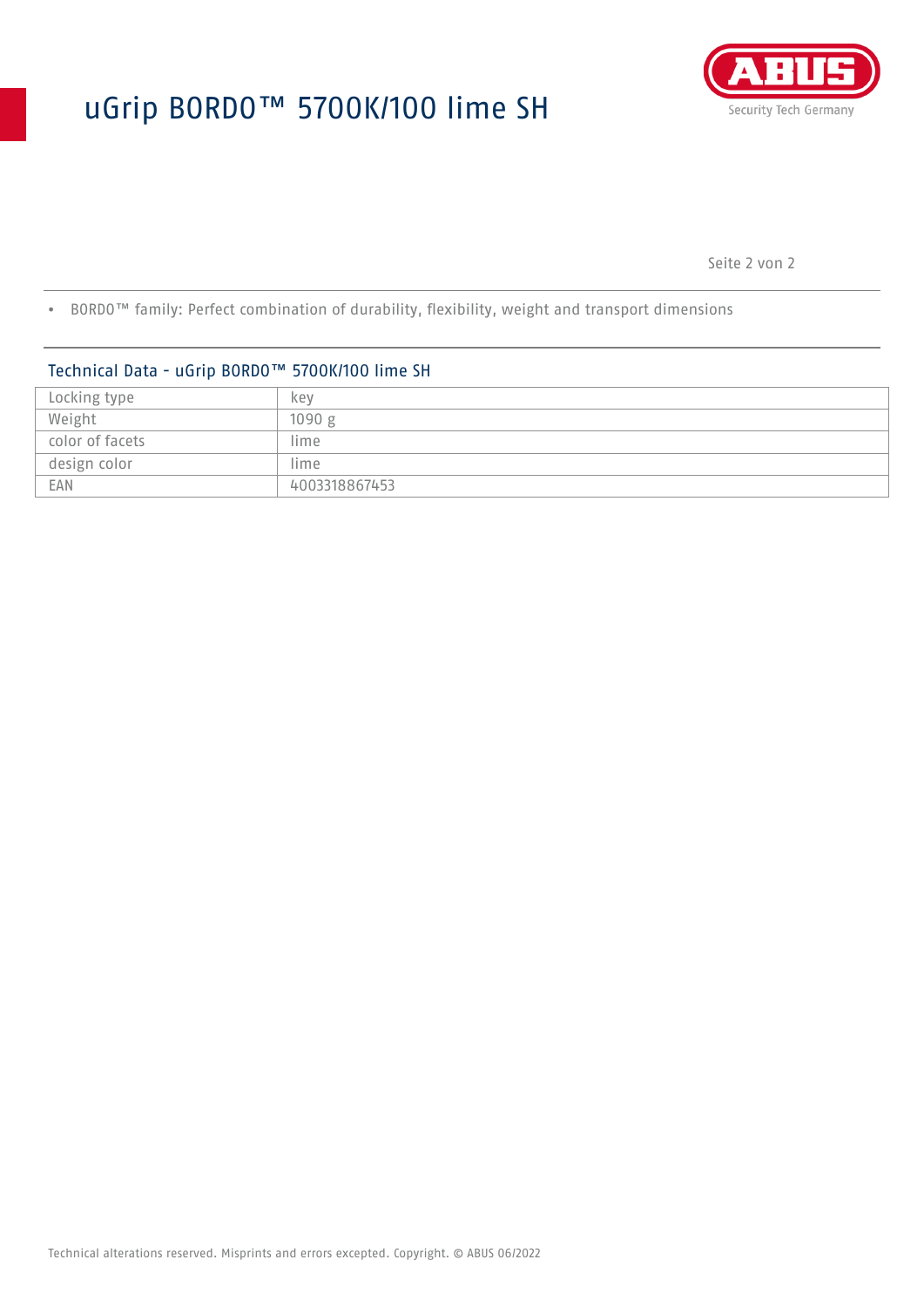- BORDO™ family: Perfect combination of durability, flexibility, weight and transport dimensions

## Technical Data - uGrip BORDO™ 5700K/100 lime SH

| | |
|---|---|
| Locking type | key |
| Weight | 1090 g |
| color of facets | lime |
| design color | lime |
| EAN | 4003318867453 |

Technical alterations reserved. Misprints and errors excepted. Copyright. © ABUS 06/2022